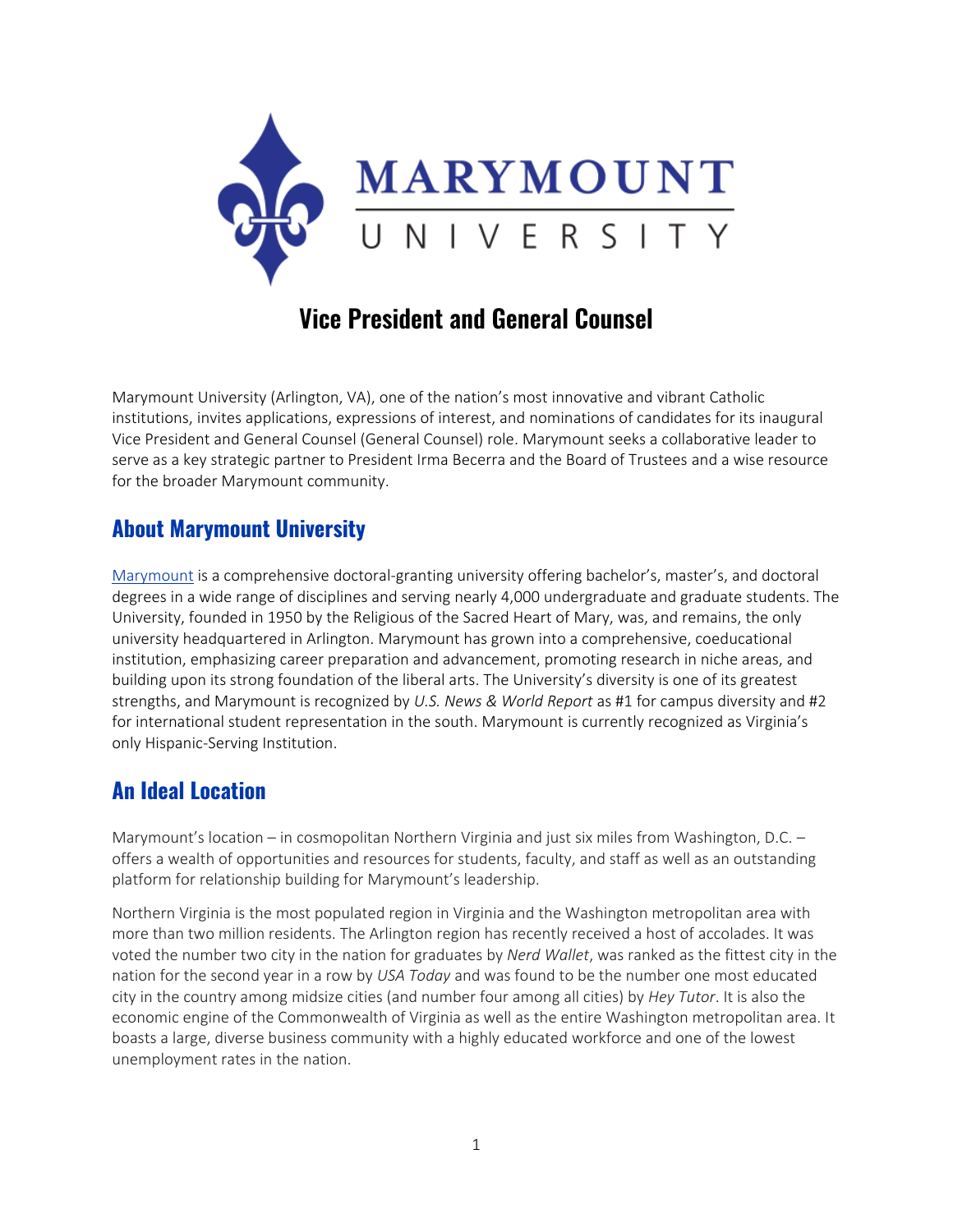# Vice President and General Counsel

Marymount University (Arlington, VA), one of the nation's most innovative and vibrant Catholic institutions, invites applications, expressions of interest, and nominations of candidates for its inaugural Vice President and General Counsel (General Counsel) role. Marymount seeks a collaborative leader to serve as a key strategic partner to President Irma Becerra and the Board of Trustees and a wise resource for the broader Marymount community.

## About Marymount University

Marymount is a comprehensive doctoral-granting university offering bachelor's, master's, and doctoral degrees in a wide range of disciplines and serving nearly 4,000 undergraduate and graduate students. The University, founded in 1950 by the Religious of the Sacred Heart of Mary, was, and remains, the only university headquartered in Arlington. Marymount has grown into a comprehensive, coeducational institution, emphasizing career preparation and advancement, promoting research in niche areas, and building upon its strong foundation of the liberal arts. The University's diversity is one of its greatest strengths, and Marymount is recognized by *U.S. News & World Report* as #1 for campus diversity and #2 for international student representation in the south. Marymount is currently recognized as Virginia's only Hispanic-Serving Institution.

## An Ideal Location

Marymount's location – in cosmopolitan Northern Virginia and just six miles from Washington, D.C. – offers a wealth of opportunities and resources for students, faculty, and staff as well as an outstanding platform for relationship building for Marymount's leadership.

Northern Virginia is the most populated region in Virginia and the Washington metropolitan area with more than two million residents. The Arlington region has recently received a host of accolades. It was voted the number two city in the nation for graduates by *Nerd Wallet*, was ranked as the fittest city in the nation for the second year in a row by *USA Today* and was found to be the number one most educated city in the country among midsize cities (and number four among all cities) by *Hey Tutor*. It is also the economic engine of the Commonwealth of Virginia as well as the entire Washington metropolitan area. It boasts a large, diverse business community with a highly educated workforce and one of the lowest unemployment rates in the nation.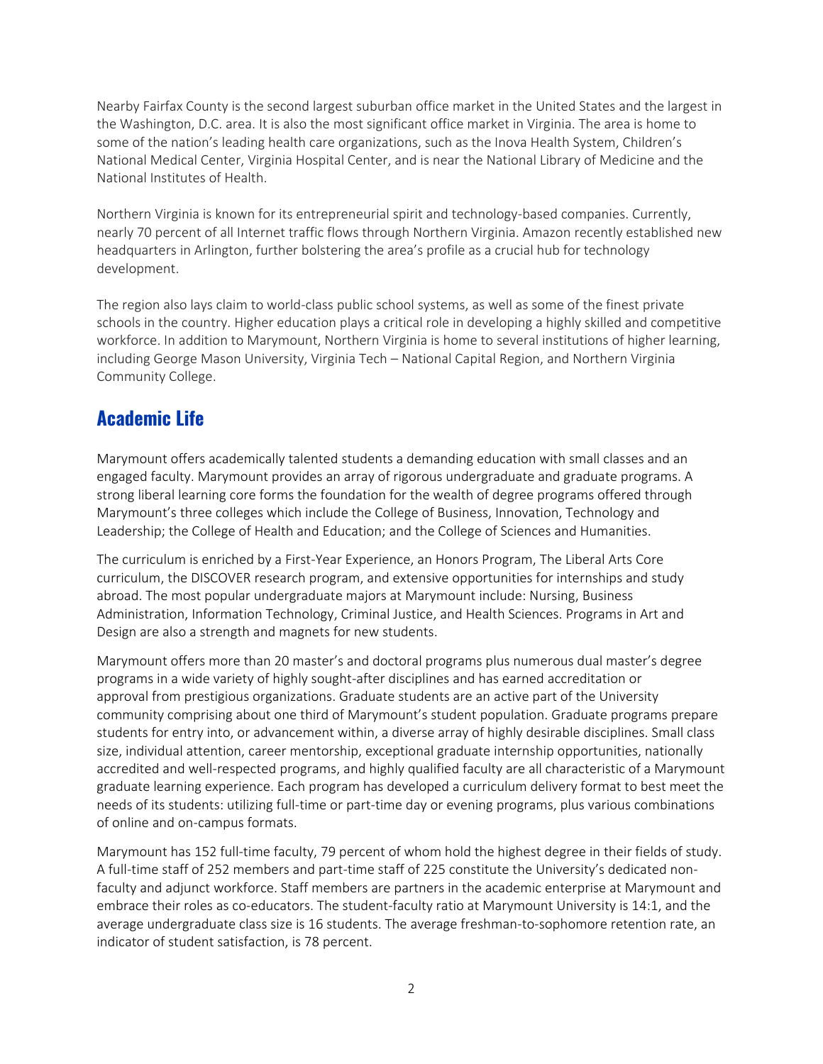Nearby Fairfax County is the second largest suburban office market in the United States and the largest in the Washington, D.C. area. It is also the most significant office market in Virginia. The area is home to some of the nation's leading health care organizations, such as the Inova Health System, Children's National Medical Center, Virginia Hospital Center, and is near the National Library of Medicine and the National Institutes of Health.

Northern Virginia is known for its entrepreneurial spirit and technology-based companies. Currently, nearly 70 percent of all Internet traffic flows through Northern Virginia. Amazon recently established new headquarters in Arlington, further bolstering the area's profile as a crucial hub for technology development.

The region also lays claim to world-class public school systems, as well as some of the finest private schools in the country. Higher education plays a critical role in developing a highly skilled and competitive workforce. In addition to Marymount, Northern Virginia is home to several institutions of higher learning, including George Mason University, Virginia Tech – National Capital Region, and Northern Virginia Community College.

## Academic Life

Marymount offers academically talented students a demanding education with small classes and an engaged faculty. Marymount provides an array of rigorous undergraduate and graduate programs. A strong liberal learning core forms the foundation for the wealth of degree programs offered through Marymount's three colleges which include the College of Business, Innovation, Technology and Leadership; the College of Health and Education; and the College of Sciences and Humanities.

The curriculum is enriched by a First-Year Experience, an Honors Program, The Liberal Arts Core curriculum, the DISCOVER research program, and extensive opportunities for internships and study abroad. The most popular undergraduate majors at Marymount include: Nursing, Business Administration, Information Technology, Criminal Justice, and Health Sciences. Programs in Art and Design are also a strength and magnets for new students.

Marymount offers more than 20 master's and doctoral programs plus numerous dual master's degree programs in a wide variety of highly sought-after disciplines and has earned accreditation or approval from prestigious organizations. Graduate students are an active part of the University community comprising about one third of Marymount's student population. Graduate programs prepare students for entry into, or advancement within, a diverse array of highly desirable disciplines. Small class size, individual attention, career mentorship, exceptional graduate internship opportunities, nationally accredited and well-respected programs, and highly qualified faculty are all characteristic of a Marymount graduate learning experience. Each program has developed a curriculum delivery format to best meet the needs of its students: utilizing full-time or part-time day or evening programs, plus various combinations of online and on-campus formats.

Marymount has 152 full-time faculty, 79 percent of whom hold the highest degree in their fields of study. A full-time staff of 252 members and part-time staff of 225 constitute the University's dedicated non-faculty and adjunct workforce. Staff members are partners in the academic enterprise at Marymount and embrace their roles as co-educators. The student-faculty ratio at Marymount University is 14:1, and the average undergraduate class size is 16 students. The average freshman-to-sophomore retention rate, an indicator of student satisfaction, is 78 percent.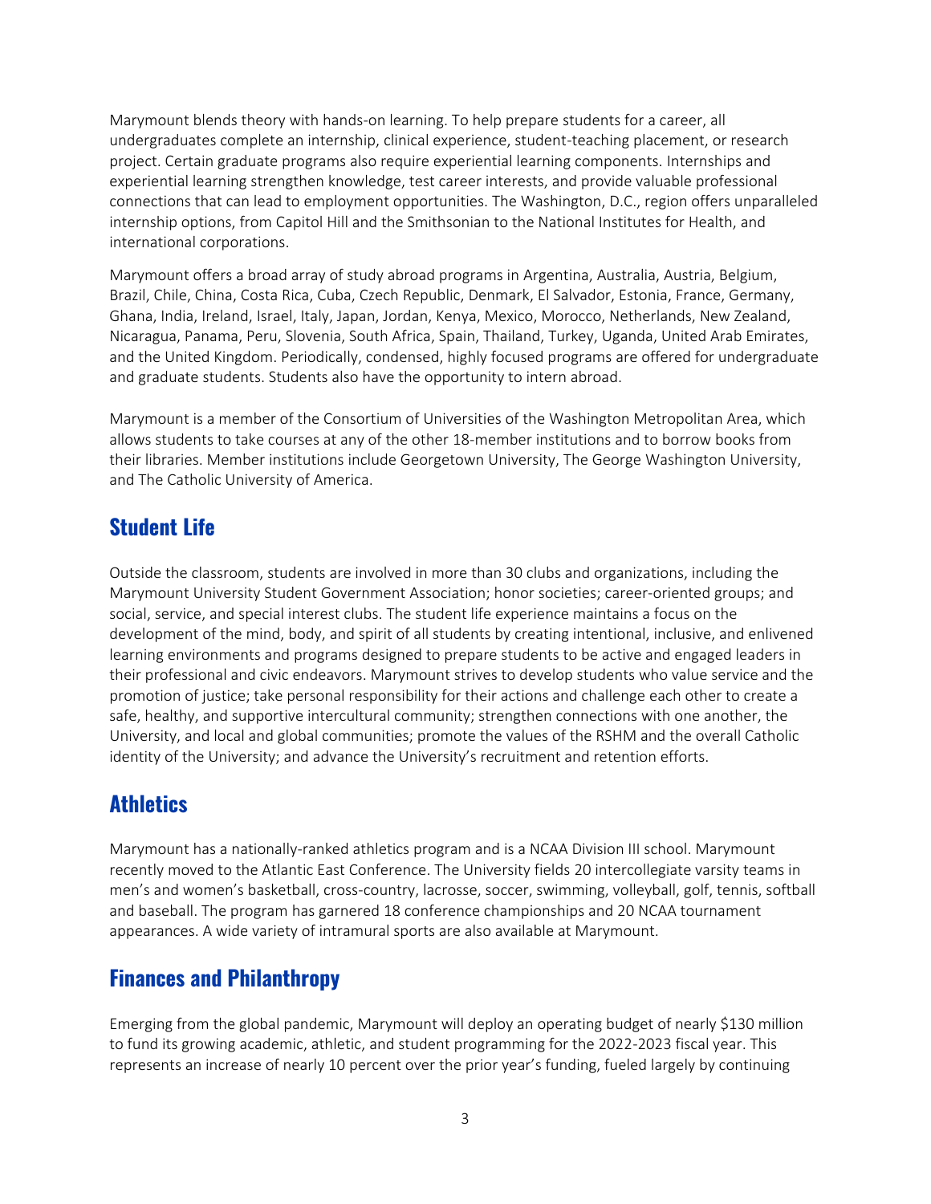Marymount blends theory with hands-on learning. To help prepare students for a career, all undergraduates complete an internship, clinical experience, student-teaching placement, or research project. Certain graduate programs also require experiential learning components. Internships and experiential learning strengthen knowledge, test career interests, and provide valuable professional connections that can lead to employment opportunities. The Washington, D.C., region offers unparalleled internship options, from Capitol Hill and the Smithsonian to the National Institutes for Health, and international corporations.

Marymount offers a broad array of study abroad programs in Argentina, Australia, Austria, Belgium, Brazil, Chile, China, Costa Rica, Cuba, Czech Republic, Denmark, El Salvador, Estonia, France, Germany, Ghana, India, Ireland, Israel, Italy, Japan, Jordan, Kenya, Mexico, Morocco, Netherlands, New Zealand, Nicaragua, Panama, Peru, Slovenia, South Africa, Spain, Thailand, Turkey, Uganda, United Arab Emirates, and the United Kingdom. Periodically, condensed, highly focused programs are offered for undergraduate and graduate students. Students also have the opportunity to intern abroad.

Marymount is a member of the Consortium of Universities of the Washington Metropolitan Area, which allows students to take courses at any of the other 18-member institutions and to borrow books from their libraries. Member institutions include Georgetown University, The George Washington University, and The Catholic University of America.

## Student Life

Outside the classroom, students are involved in more than 30 clubs and organizations, including the Marymount University Student Government Association; honor societies; career-oriented groups; and social, service, and special interest clubs. The student life experience maintains a focus on the development of the mind, body, and spirit of all students by creating intentional, inclusive, and enlivened learning environments and programs designed to prepare students to be active and engaged leaders in their professional and civic endeavors. Marymount strives to develop students who value service and the promotion of justice; take personal responsibility for their actions and challenge each other to create a safe, healthy, and supportive intercultural community; strengthen connections with one another, the University, and local and global communities; promote the values of the RSHM and the overall Catholic identity of the University; and advance the University's recruitment and retention efforts.

## Athletics

Marymount has a nationally-ranked athletics program and is a NCAA Division III school. Marymount recently moved to the Atlantic East Conference. The University fields 20 intercollegiate varsity teams in men's and women's basketball, cross-country, lacrosse, soccer, swimming, volleyball, golf, tennis, softball and baseball. The program has garnered 18 conference championships and 20 NCAA tournament appearances. A wide variety of intramural sports are also available at Marymount.

## Finances and Philanthropy

Emerging from the global pandemic, Marymount will deploy an operating budget of nearly $130 million to fund its growing academic, athletic, and student programming for the 2022-2023 fiscal year. This represents an increase of nearly 10 percent over the prior year's funding, fueled largely by continuing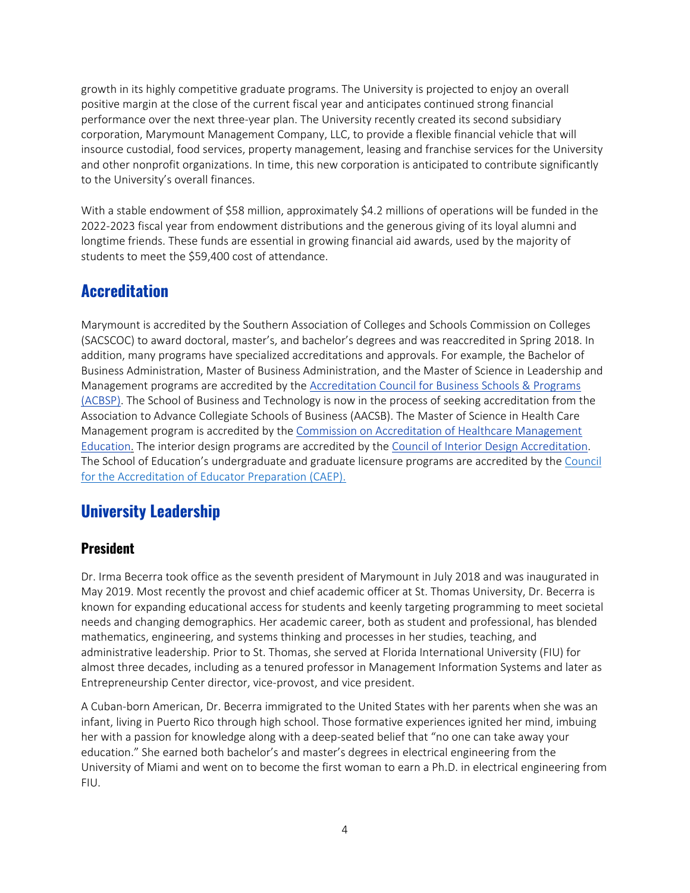growth in its highly competitive graduate programs. The University is projected to enjoy an overall positive margin at the close of the current fiscal year and anticipates continued strong financial performance over the next three-year plan. The University recently created its second subsidiary corporation, Marymount Management Company, LLC, to provide a flexible financial vehicle that will insource custodial, food services, property management, leasing and franchise services for the University and other nonprofit organizations. In time, this new corporation is anticipated to contribute significantly to the University's overall finances.

With a stable endowment of $58 million, approximately $4.2 millions of operations will be funded in the 2022-2023 fiscal year from endowment distributions and the generous giving of its loyal alumni and longtime friends. These funds are essential in growing financial aid awards, used by the majority of students to meet the $59,400 cost of attendance.

## Accreditation

Marymount is accredited by the Southern Association of Colleges and Schools Commission on Colleges (SACSCOC) to award doctoral, master's, and bachelor's degrees and was reaccredited in Spring 2018. In addition, many programs have specialized accreditations and approvals. For example, the Bachelor of Business Administration, Master of Business Administration, and the Master of Science in Leadership and Management programs are accredited by the Accreditation Council for Business Schools & Programs (ACBSP). The School of Business and Technology is now in the process of seeking accreditation from the Association to Advance Collegiate Schools of Business (AACSB). The Master of Science in Health Care Management program is accredited by the Commission on Accreditation of Healthcare Management Education. The interior design programs are accredited by the Council of Interior Design Accreditation. The School of Education's undergraduate and graduate licensure programs are accredited by the Council for the Accreditation of Educator Preparation (CAEP).

## University Leadership

### President

Dr. Irma Becerra took office as the seventh president of Marymount in July 2018 and was inaugurated in May 2019. Most recently the provost and chief academic officer at St. Thomas University, Dr. Becerra is known for expanding educational access for students and keenly targeting programming to meet societal needs and changing demographics. Her academic career, both as student and professional, has blended mathematics, engineering, and systems thinking and processes in her studies, teaching, and administrative leadership. Prior to St. Thomas, she served at Florida International University (FIU) for almost three decades, including as a tenured professor in Management Information Systems and later as Entrepreneurship Center director, vice-provost, and vice president.

A Cuban-born American, Dr. Becerra immigrated to the United States with her parents when she was an infant, living in Puerto Rico through high school. Those formative experiences ignited her mind, imbuing her with a passion for knowledge along with a deep-seated belief that "no one can take away your education." She earned both bachelor's and master's degrees in electrical engineering from the University of Miami and went on to become the first woman to earn a Ph.D. in electrical engineering from FIU.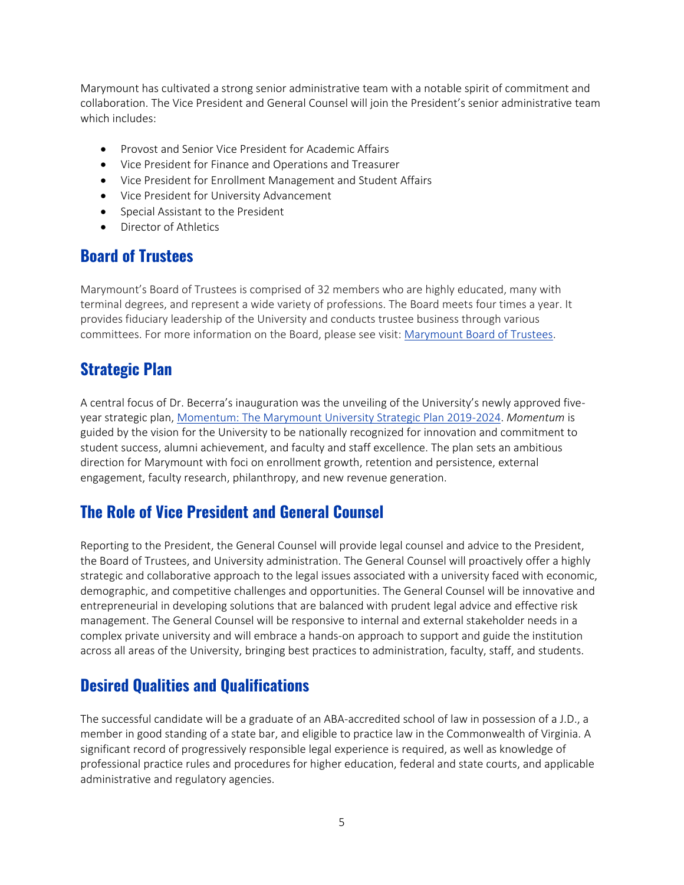Marymount has cultivated a strong senior administrative team with a notable spirit of commitment and collaboration. The Vice President and General Counsel will join the President's senior administrative team which includes:

- Provost and Senior Vice President for Academic Affairs
- Vice President for Finance and Operations and Treasurer
- Vice President for Enrollment Management and Student Affairs
- Vice President for University Advancement
- Special Assistant to the President
- Director of Athletics

## Board of Trustees

Marymount's Board of Trustees is comprised of 32 members who are highly educated, many with terminal degrees, and represent a wide variety of professions. The Board meets four times a year. It provides fiduciary leadership of the University and conducts trustee business through various committees. For more information on the Board, please see visit: Marymount Board of Trustees.

## Strategic Plan

A central focus of Dr. Becerra's inauguration was the unveiling of the University's newly approved five-year strategic plan, Momentum: The Marymount University Strategic Plan 2019-2024. *Momentum* is guided by the vision for the University to be nationally recognized for innovation and commitment to student success, alumni achievement, and faculty and staff excellence. The plan sets an ambitious direction for Marymount with foci on enrollment growth, retention and persistence, external engagement, faculty research, philanthropy, and new revenue generation.

## The Role of Vice President and General Counsel

Reporting to the President, the General Counsel will provide legal counsel and advice to the President, the Board of Trustees, and University administration. The General Counsel will proactively offer a highly strategic and collaborative approach to the legal issues associated with a university faced with economic, demographic, and competitive challenges and opportunities. The General Counsel will be innovative and entrepreneurial in developing solutions that are balanced with prudent legal advice and effective risk management. The General Counsel will be responsive to internal and external stakeholder needs in a complex private university and will embrace a hands-on approach to support and guide the institution across all areas of the University, bringing best practices to administration, faculty, staff, and students.

## Desired Qualities and Qualifications

The successful candidate will be a graduate of an ABA-accredited school of law in possession of a J.D., a member in good standing of a state bar, and eligible to practice law in the Commonwealth of Virginia. A significant record of progressively responsible legal experience is required, as well as knowledge of professional practice rules and procedures for higher education, federal and state courts, and applicable administrative and regulatory agencies.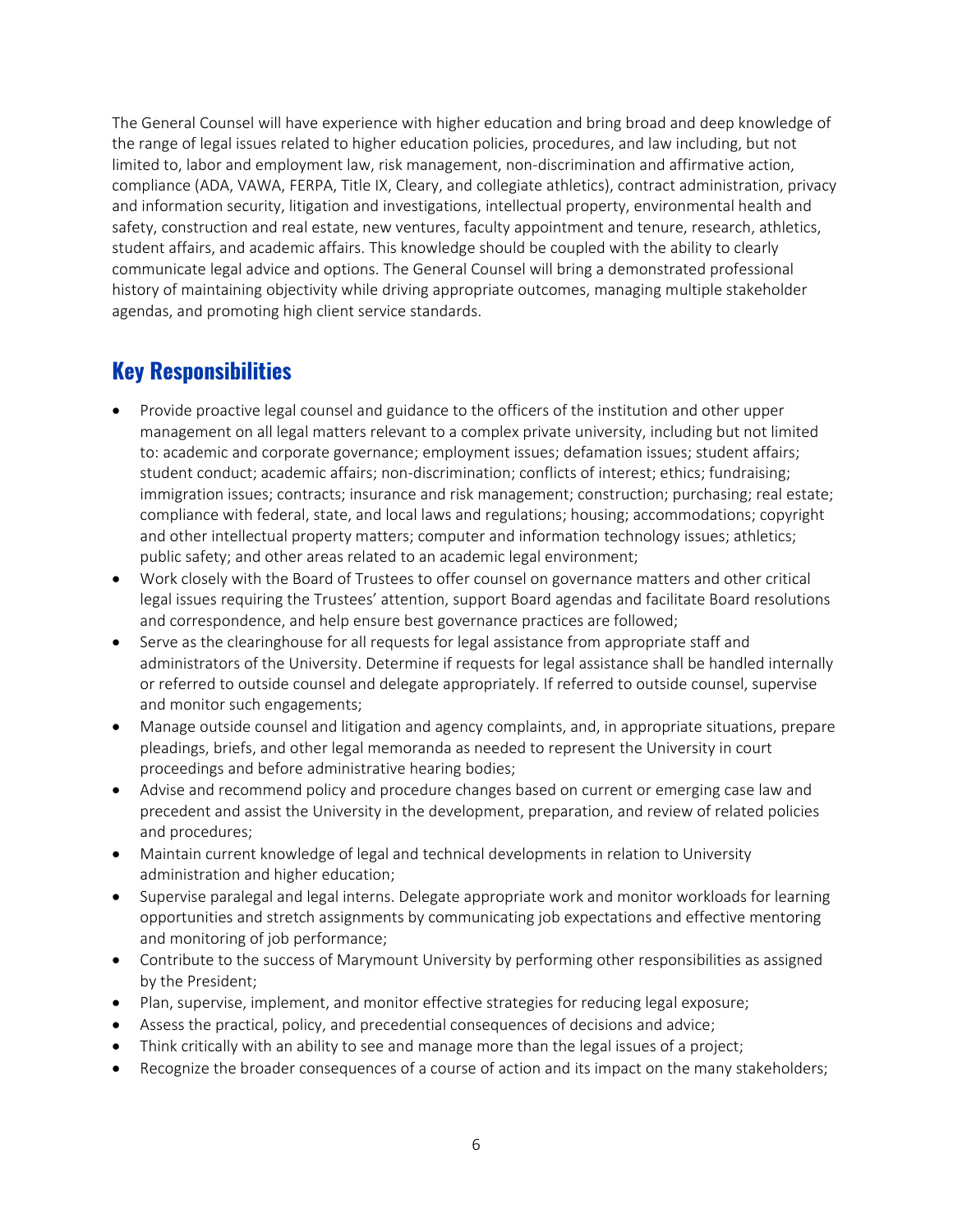The General Counsel will have experience with higher education and bring broad and deep knowledge of the range of legal issues related to higher education policies, procedures, and law including, but not limited to, labor and employment law, risk management, non-discrimination and affirmative action, compliance (ADA, VAWA, FERPA, Title IX, Cleary, and collegiate athletics), contract administration, privacy and information security, litigation and investigations, intellectual property, environmental health and safety, construction and real estate, new ventures, faculty appointment and tenure, research, athletics, student affairs, and academic affairs. This knowledge should be coupled with the ability to clearly communicate legal advice and options. The General Counsel will bring a demonstrated professional history of maintaining objectivity while driving appropriate outcomes, managing multiple stakeholder agendas, and promoting high client service standards.

## Key Responsibilities

- Provide proactive legal counsel and guidance to the officers of the institution and other upper management on all legal matters relevant to a complex private university, including but not limited to: academic and corporate governance; employment issues; defamation issues; student affairs; student conduct; academic affairs; non-discrimination; conflicts of interest; ethics; fundraising; immigration issues; contracts; insurance and risk management; construction; purchasing; real estate; compliance with federal, state, and local laws and regulations; housing; accommodations; copyright and other intellectual property matters; computer and information technology issues; athletics; public safety; and other areas related to an academic legal environment;
- Work closely with the Board of Trustees to offer counsel on governance matters and other critical legal issues requiring the Trustees' attention, support Board agendas and facilitate Board resolutions and correspondence, and help ensure best governance practices are followed;
- Serve as the clearinghouse for all requests for legal assistance from appropriate staff and administrators of the University. Determine if requests for legal assistance shall be handled internally or referred to outside counsel and delegate appropriately. If referred to outside counsel, supervise and monitor such engagements;
- Manage outside counsel and litigation and agency complaints, and, in appropriate situations, prepare pleadings, briefs, and other legal memoranda as needed to represent the University in court proceedings and before administrative hearing bodies;
- Advise and recommend policy and procedure changes based on current or emerging case law and precedent and assist the University in the development, preparation, and review of related policies and procedures;
- Maintain current knowledge of legal and technical developments in relation to University administration and higher education;
- Supervise paralegal and legal interns. Delegate appropriate work and monitor workloads for learning opportunities and stretch assignments by communicating job expectations and effective mentoring and monitoring of job performance;
- Contribute to the success of Marymount University by performing other responsibilities as assigned by the President;
- Plan, supervise, implement, and monitor effective strategies for reducing legal exposure;
- Assess the practical, policy, and precedential consequences of decisions and advice;
- Think critically with an ability to see and manage more than the legal issues of a project;
- Recognize the broader consequences of a course of action and its impact on the many stakeholders;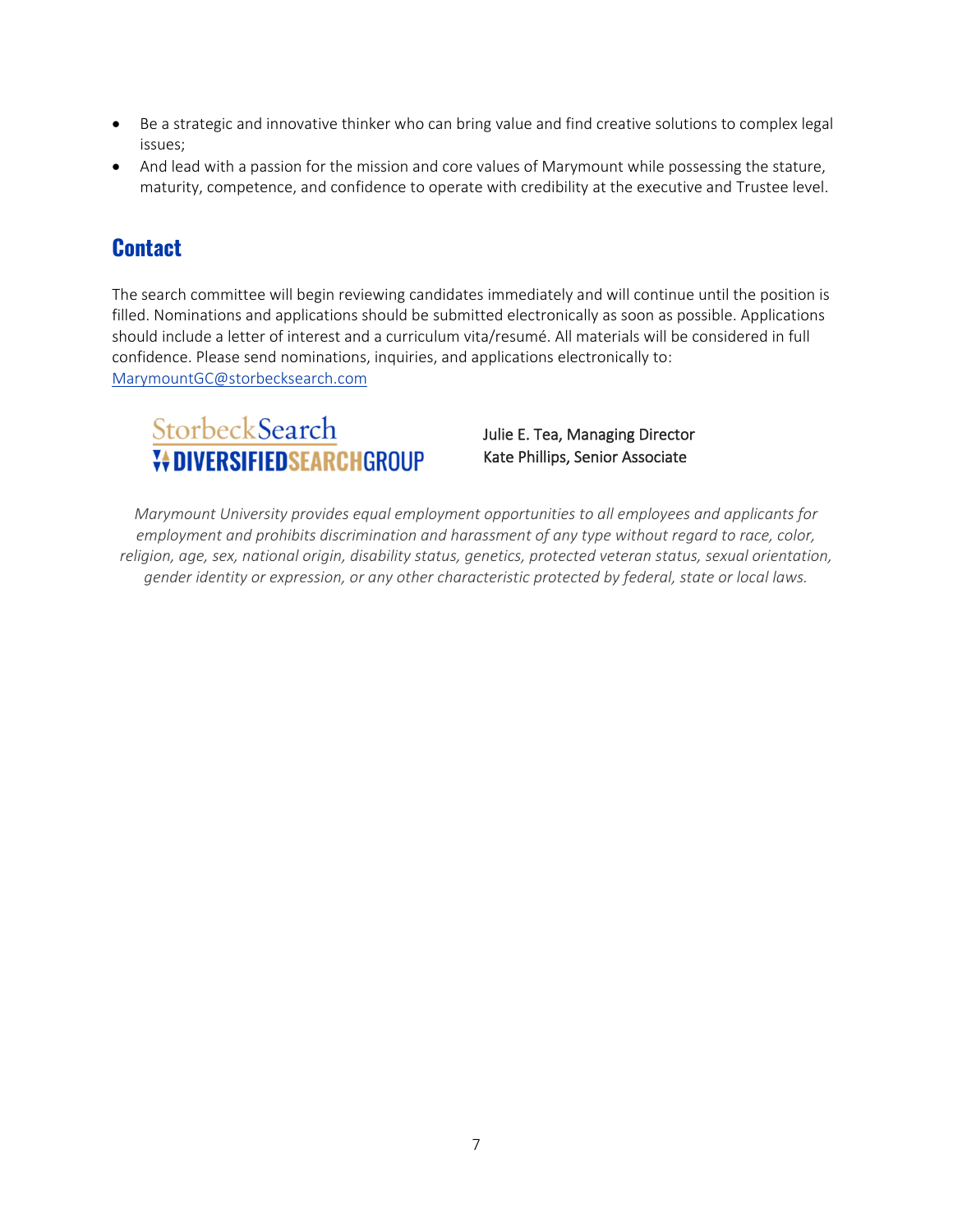- Be a strategic and innovative thinker who can bring value and find creative solutions to complex legal issues;
- And lead with a passion for the mission and core values of Marymount while possessing the stature, maturity, competence, and confidence to operate with credibility at the executive and Trustee level.

## Contact

The search committee will begin reviewing candidates immediately and will continue until the position is filled. Nominations and applications should be submitted electronically as soon as possible. Applications should include a letter of interest and a curriculum vita/resumé. All materials will be considered in full confidence. Please send nominations, inquiries, and applications electronically to: [MarymountGC@storbecksearch.com](mailto:MarymountGC@storbecksearch.com)

StorbeckSearch
DIVERSIFIEDSEARCHGROUP

Julie E. Tea, Managing Director
Kate Phillips, Senior Associate

*Marymount University provides equal employment opportunities to all employees and applicants for employment and prohibits discrimination and harassment of any type without regard to race, color, religion, age, sex, national origin, disability status, genetics, protected veteran status, sexual orientation, gender identity or expression, or any other characteristic protected by federal, state or local laws.*